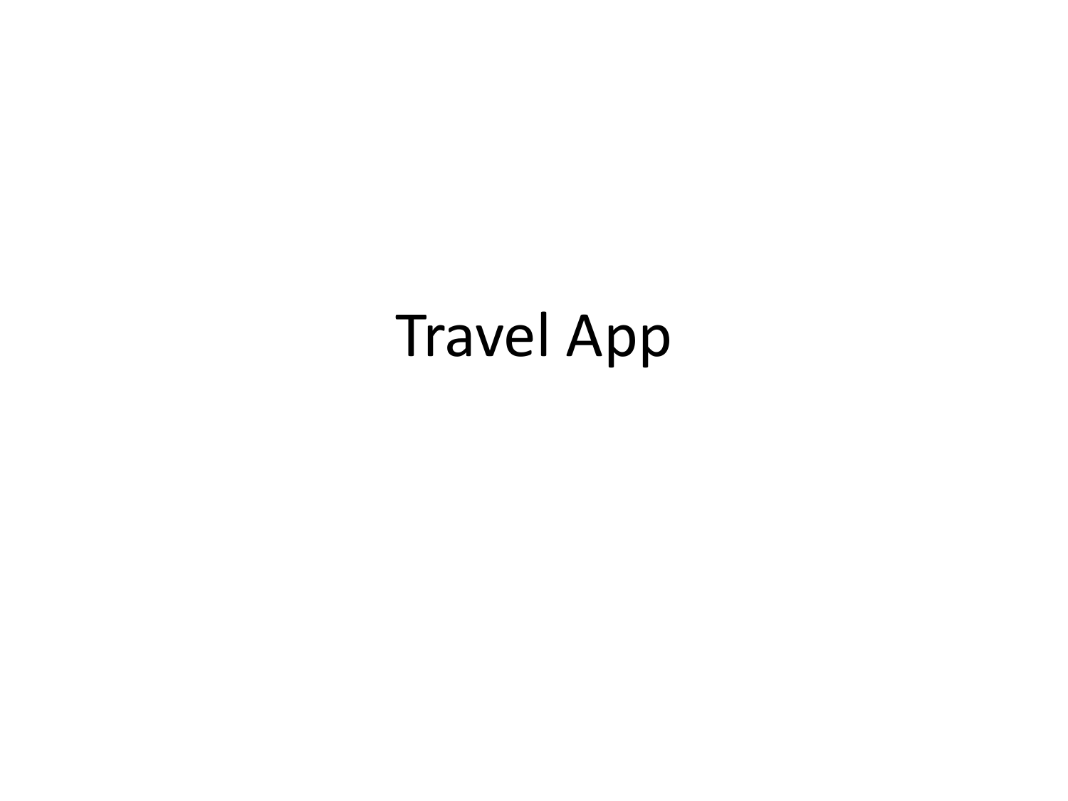# Travel App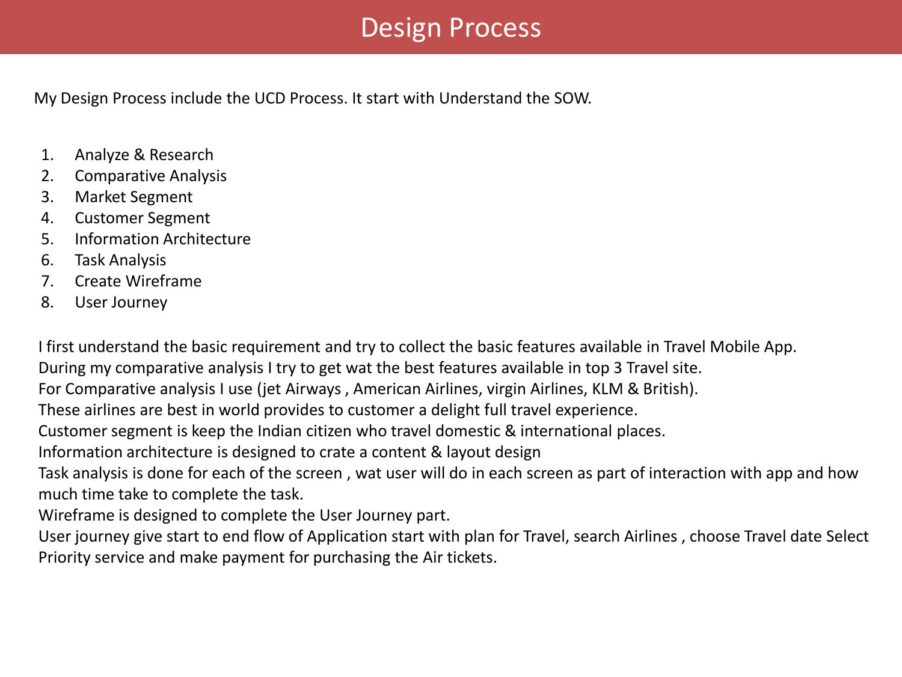# Design Process

My Design Process include the UCD Process. It start with Understand the SOW.

1. Analyze & Research
2. Comparative Analysis
3. Market Segment
4. Customer Segment
5. Information Architecture
6. Task Analysis
7. Create Wireframe
8. User Journey

I first understand the basic requirement and try to collect the basic features available in Travel Mobile App.
During my comparative analysis I try to get wat the best features available in top 3 Travel site.
For Comparative analysis I use (jet Airways , American Airlines, virgin Airlines, KLM & British).
These airlines are best in world provides to customer a delight full travel experience.
Customer segment is keep the Indian citizen who travel domestic & international places.
Information architecture is designed to crate a content & layout design
Task analysis is done for each of the screen , wat user will do in each screen as part of interaction with app and how much time take to complete the task.
Wireframe is designed to complete the User Journey part.
User journey give start to end flow of Application start with plan for Travel, search Airlines , choose Travel date Select Priority service and make payment for purchasing the Air tickets.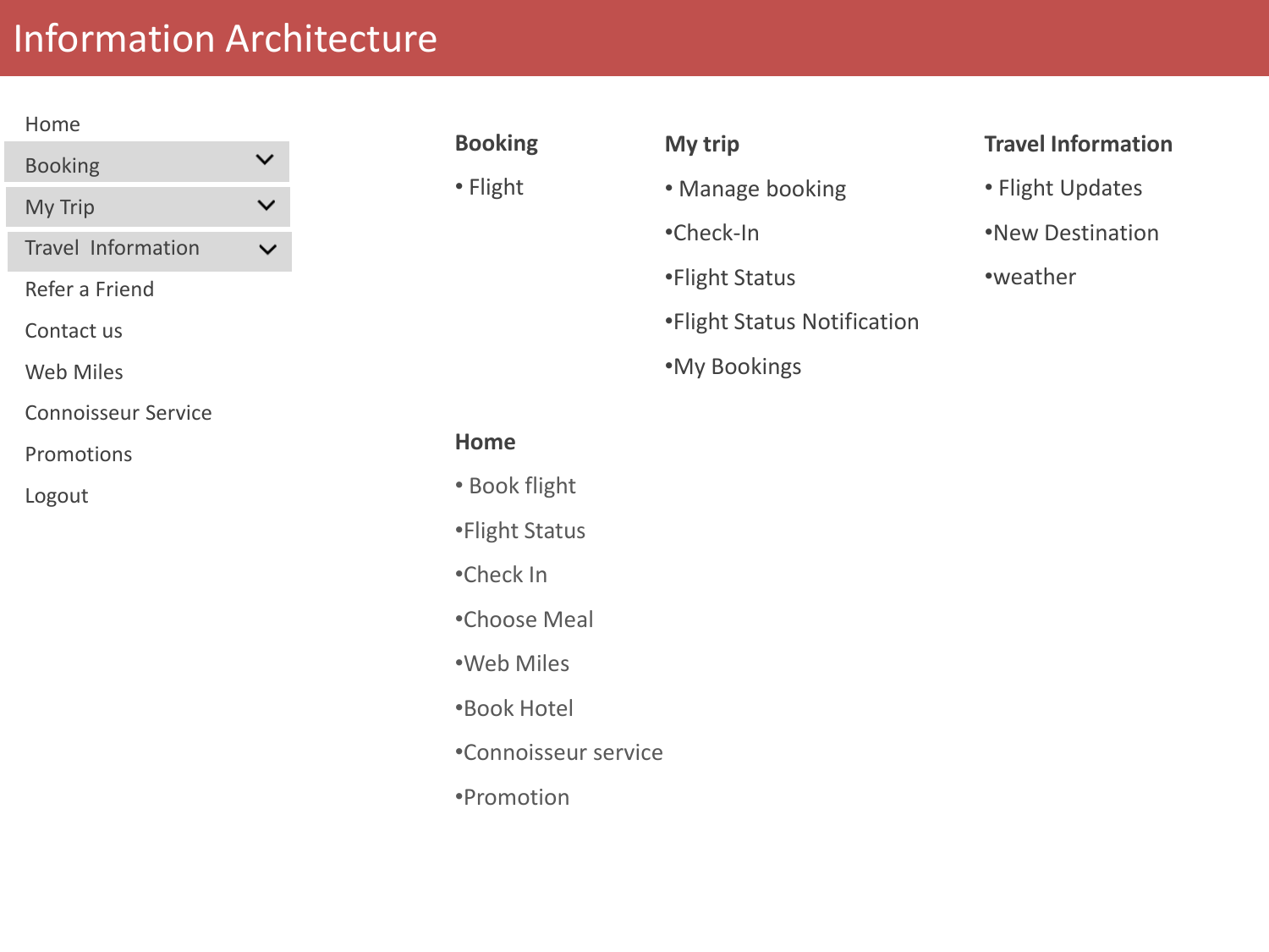# Information Architecture

- Home
- Booking
- My Trip
- Travel Information
- Refer a Friend
- Contact us
- Web Miles
- Connoisseur Service
- Promotions
- Logout

**Booking**

- Flight

**My trip**

- Manage booking
- Check-In
- Flight Status
- Flight Status Notification
- My Bookings

**Travel Information**

- Flight Updates
- New Destination
- weather

**Home**

- Book flight
- Flight Status
- Check In
- Choose Meal
- Web Miles
- Book Hotel
- Connoisseur service
- Promotion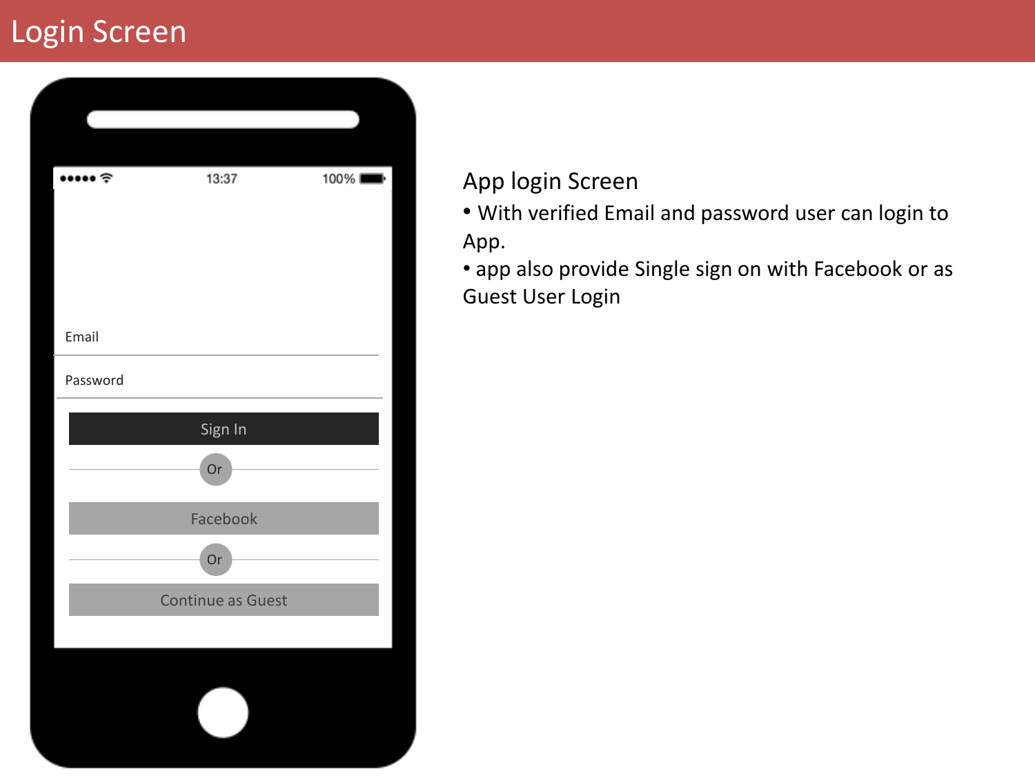# Login Screen

Email

Password

Sign In

Or

Facebook

Or

Continue as Guest

App login Screen

- With verified Email and password user can login to App.
- app also provide Single sign on with Facebook or as Guest User Login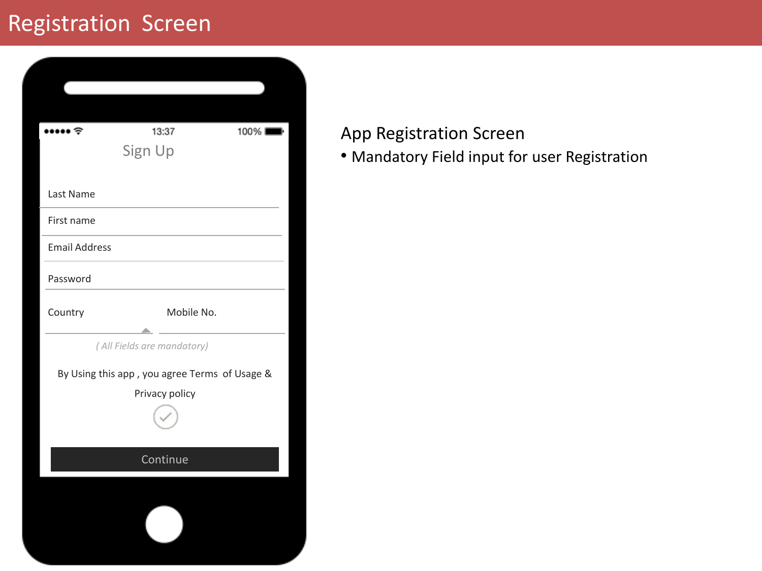# Registration Screen

Sign Up

Last Name

First name

Email Address

Password

Country

Mobile No.

*( All Fields are mandatory)*

By Using this app , you agree Terms of Usage & Privacy policy

Continue

## App Registration Screen

- Mandatory Field input for user Registration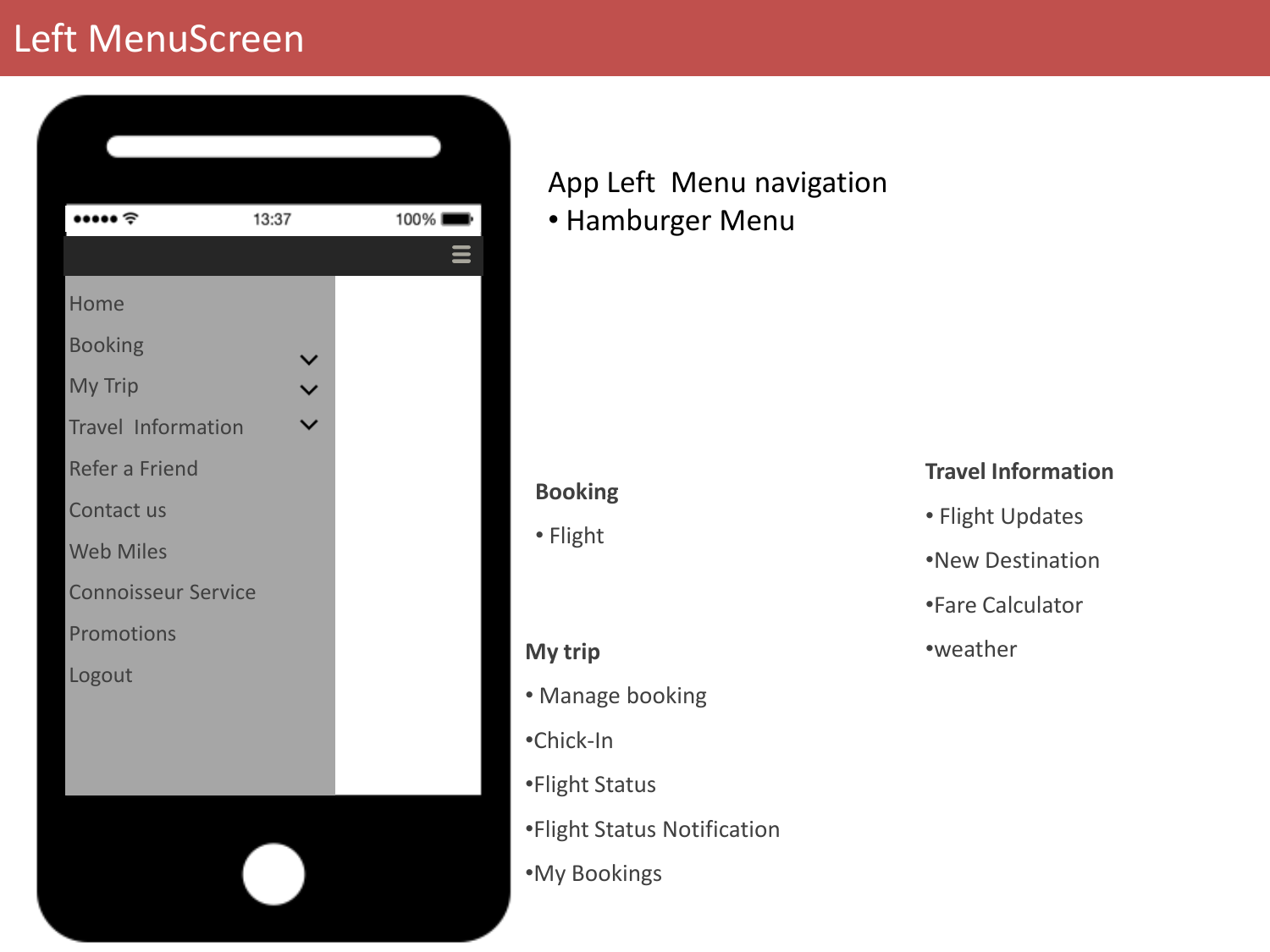# Left MenuScreen

13:37 100%

- Home
- Booking
- My Trip
- Travel Information
- Refer a Friend
- Contact us
- Web Miles
- Connoisseur Service
- Promotions
- Logout

App Left Menu navigation

- Hamburger Menu

**Booking**

- Flight

**My trip**

- Manage booking
- Chick-In
- Flight Status
- Flight Status Notification
- My Bookings

**Travel Information**

- Flight Updates
- New Destination
- Fare Calculator
- weather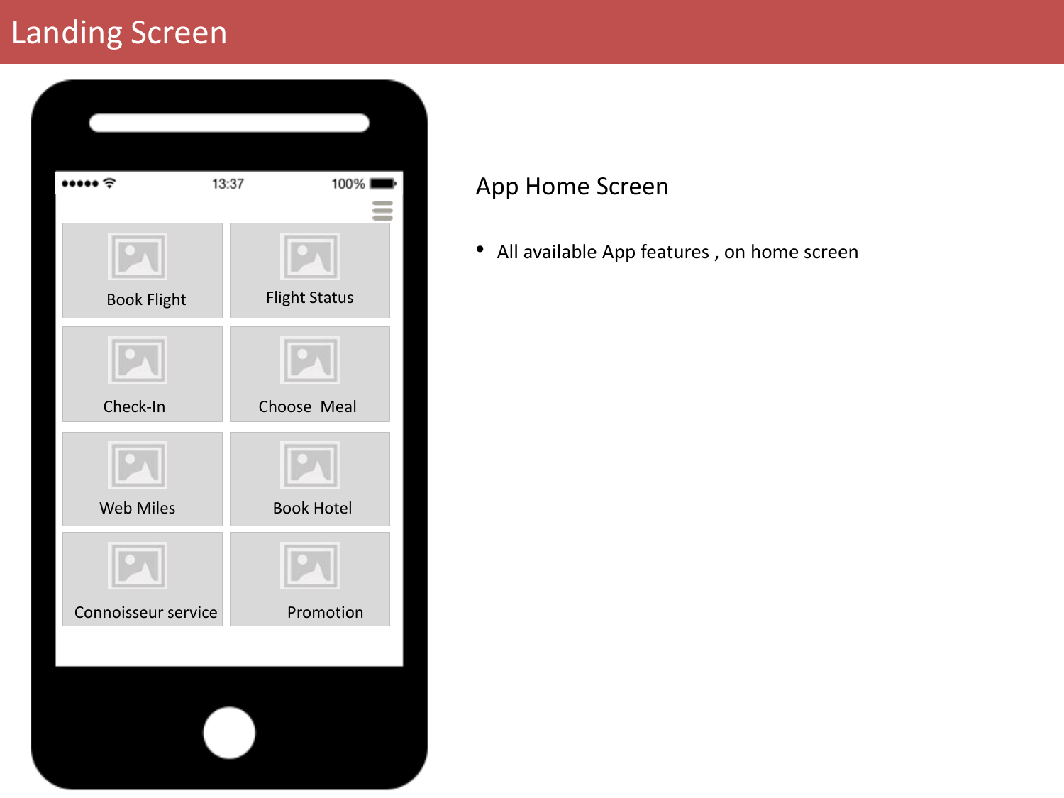# Landing Screen

13:37 100%

| | |
|---|---|
| Book Flight | Flight Status |
| Check-In | Choose Meal |
| Web Miles | Book Hotel |
| Connoisseur service | Promotion |

## App Home Screen

- All available App features , on home screen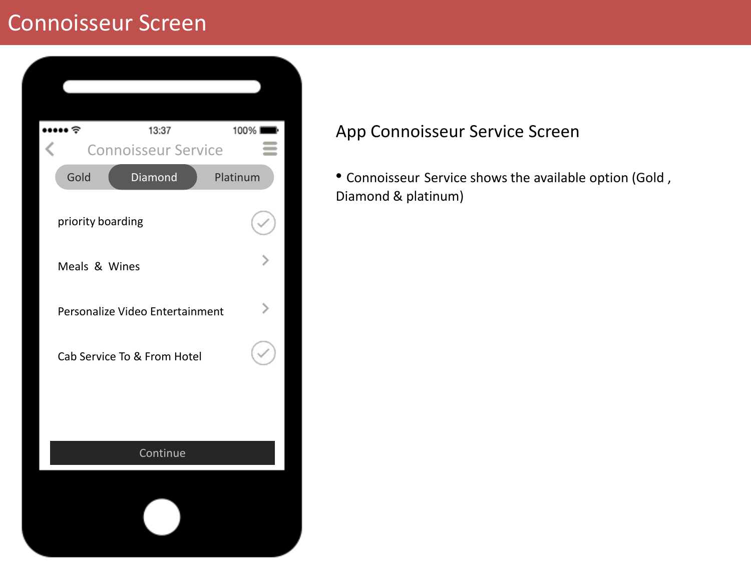# Connoisseur Screen

13:37 100%

Connoisseur Service

Gold | Diamond | Platinum

priority boarding

Meals & Wines

Personalize Video Entertainment

Cab Service To & From Hotel

Continue

## App Connoisseur Service Screen

- Connoisseur Service shows the available option (Gold , Diamond & platinum)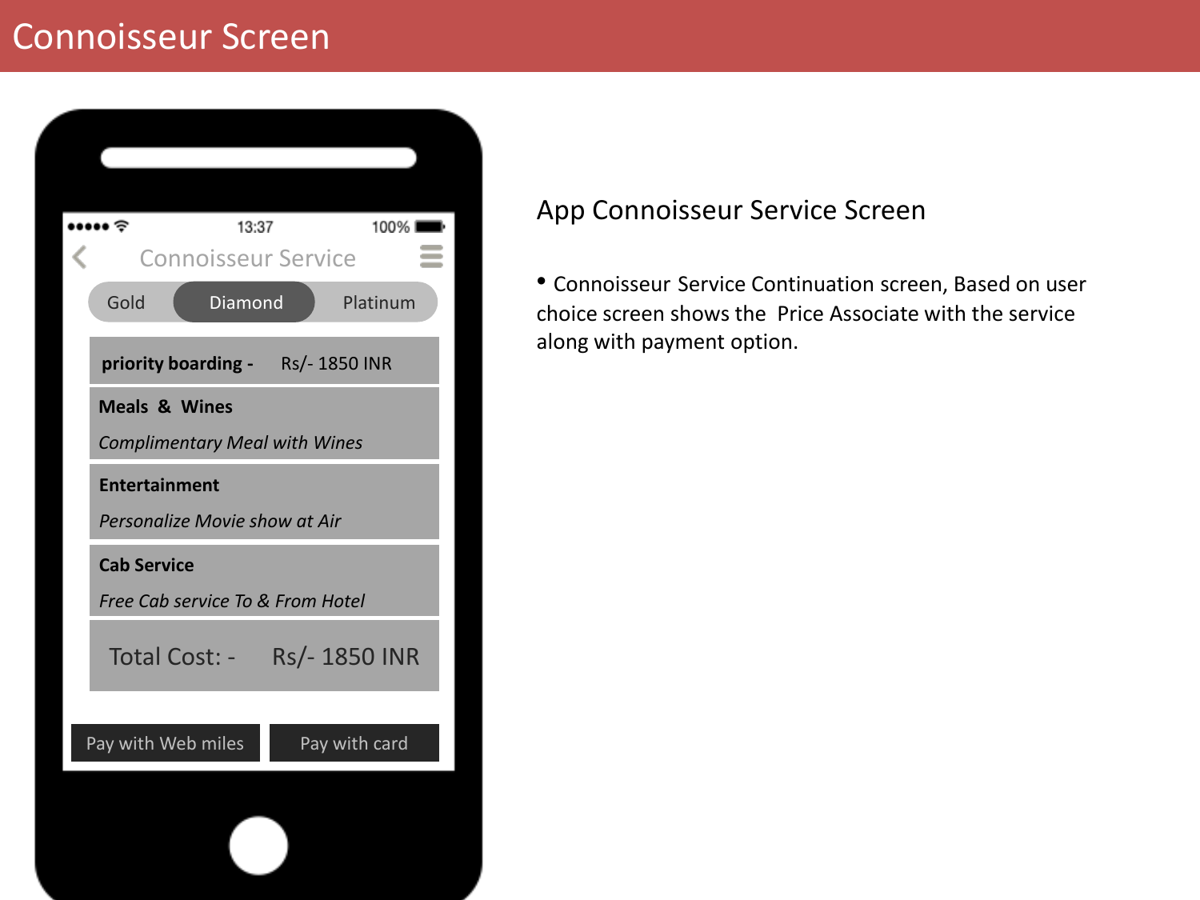# Connoisseur Screen

13:37 100%

Connoisseur Service

Gold | Diamond | Platinum

**priority boarding -** Rs/- 1850 INR

**Meals & Wines**

*Complimentary Meal with Wines*

**Entertainment**

*Personalize Movie show at Air*

**Cab Service**

*Free Cab service To & From Hotel*

Total Cost: - Rs/- 1850 INR

Pay with Web miles | Pay with card

## App Connoisseur Service Screen

- Connoisseur Service Continuation screen, Based on user choice screen shows the Price Associate with the service along with payment option.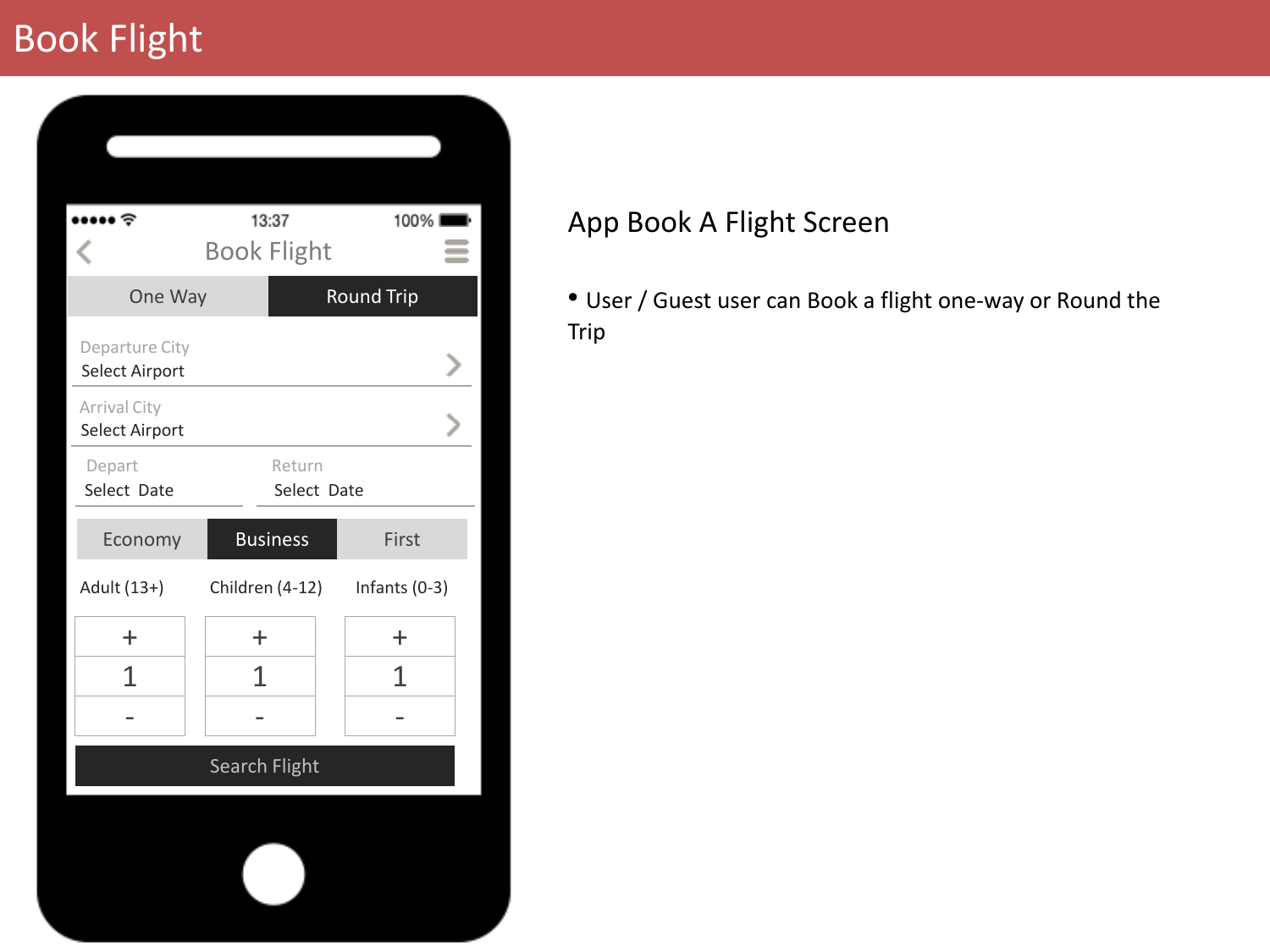# Book Flight

13:37 100%

Book Flight

One Way | Round Trip

Departure City
Select Airport

Arrival City
Select Airport

Depart
Select Date

Return
Select Date

Economy | Business | First

Adult (13+) | Children (4-12) | Infants (0-3)

| + | + | + |
|---|---|---|
| 1 | 1 | 1 |
| - | - | - |

Search Flight

## App Book A Flight Screen

- User / Guest user can Book a flight one-way or Round the Trip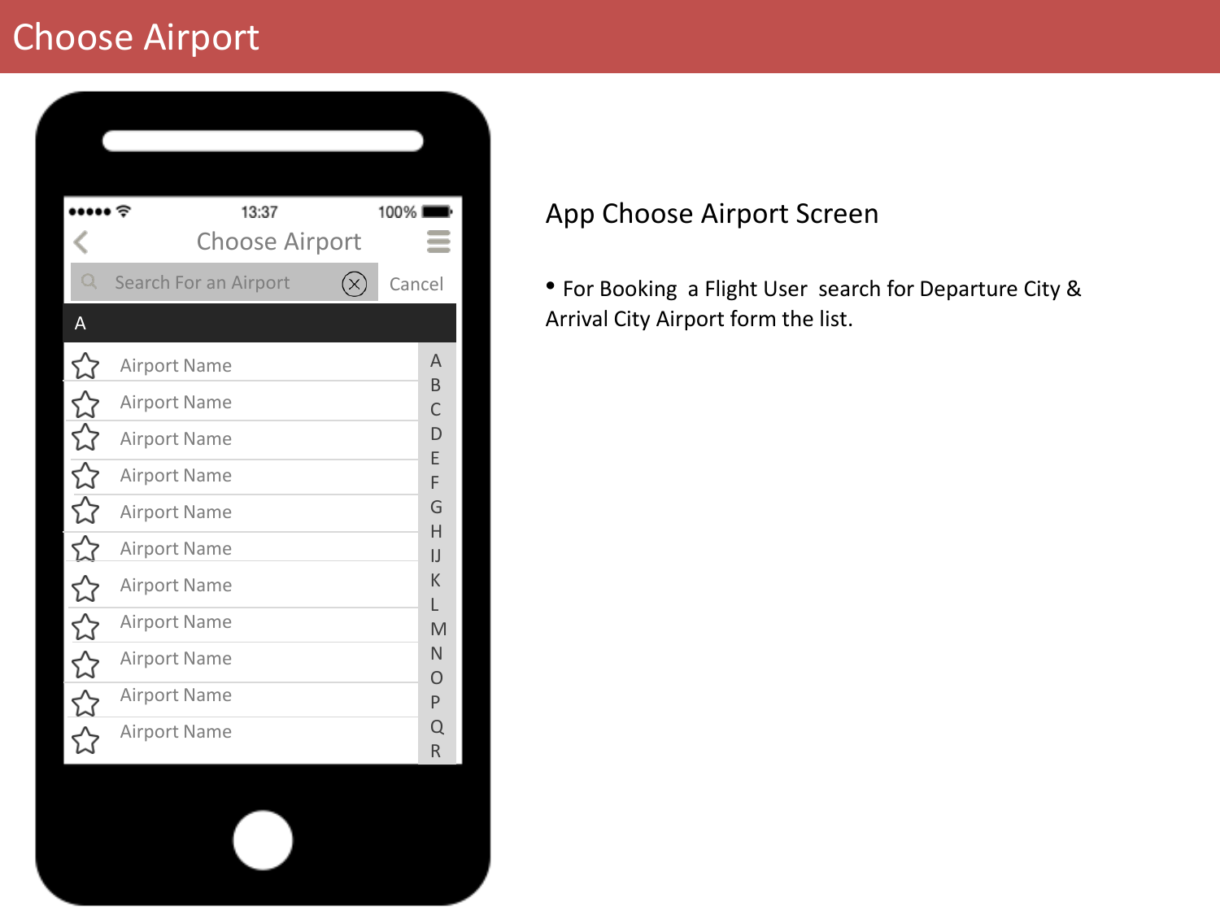# Choose Airport

Choose Airport

Search For an Airport

Cancel

A

Airport Name
Airport Name
Airport Name
Airport Name
Airport Name
Airport Name
Airport Name
Airport Name
Airport Name
Airport Name
Airport Name

## App Choose Airport Screen

- For Booking a Flight User search for Departure City & Arrival City Airport form the list.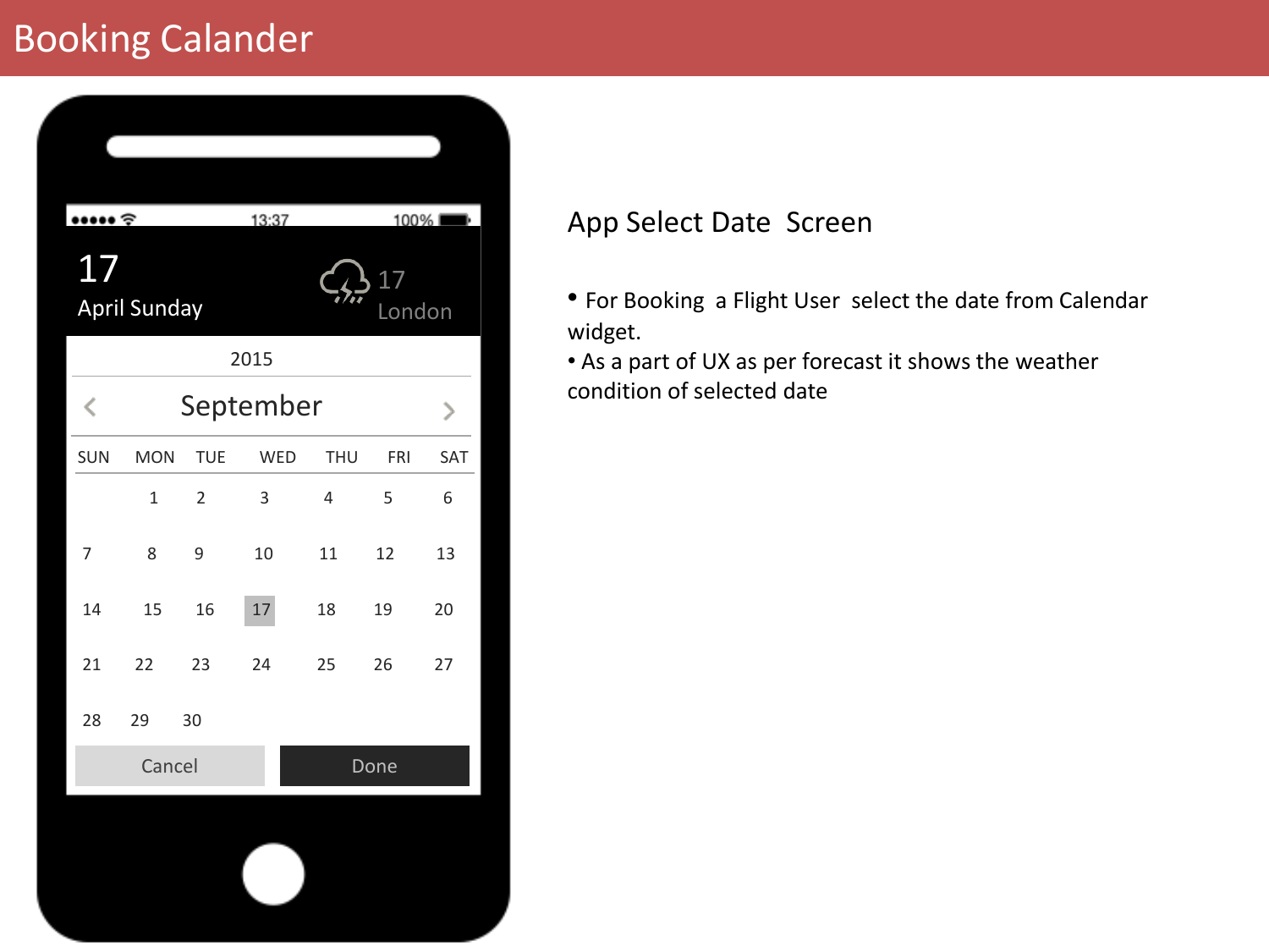# Booking Calander

17
April Sunday

17
London

2015

September

| SUN | MON | TUE | WED | THU | FRI | SAT |
|---|---|---|---|---|---|---|
| | 1 | 2 | 3 | 4 | 5 | 6 |
| 7 | 8 | 9 | 10 | 11 | 12 | 13 |
| 14 | 15 | 16 | 17 | 18 | 19 | 20 |
| 21 | 22 | 23 | 24 | 25 | 26 | 27 |
| 28 | 29 | 30 | | | | |

Cancel | Done

## App Select Date Screen

- For Booking a Flight User select the date from Calendar widget.
- As a part of UX as per forecast it shows the weather condition of selected date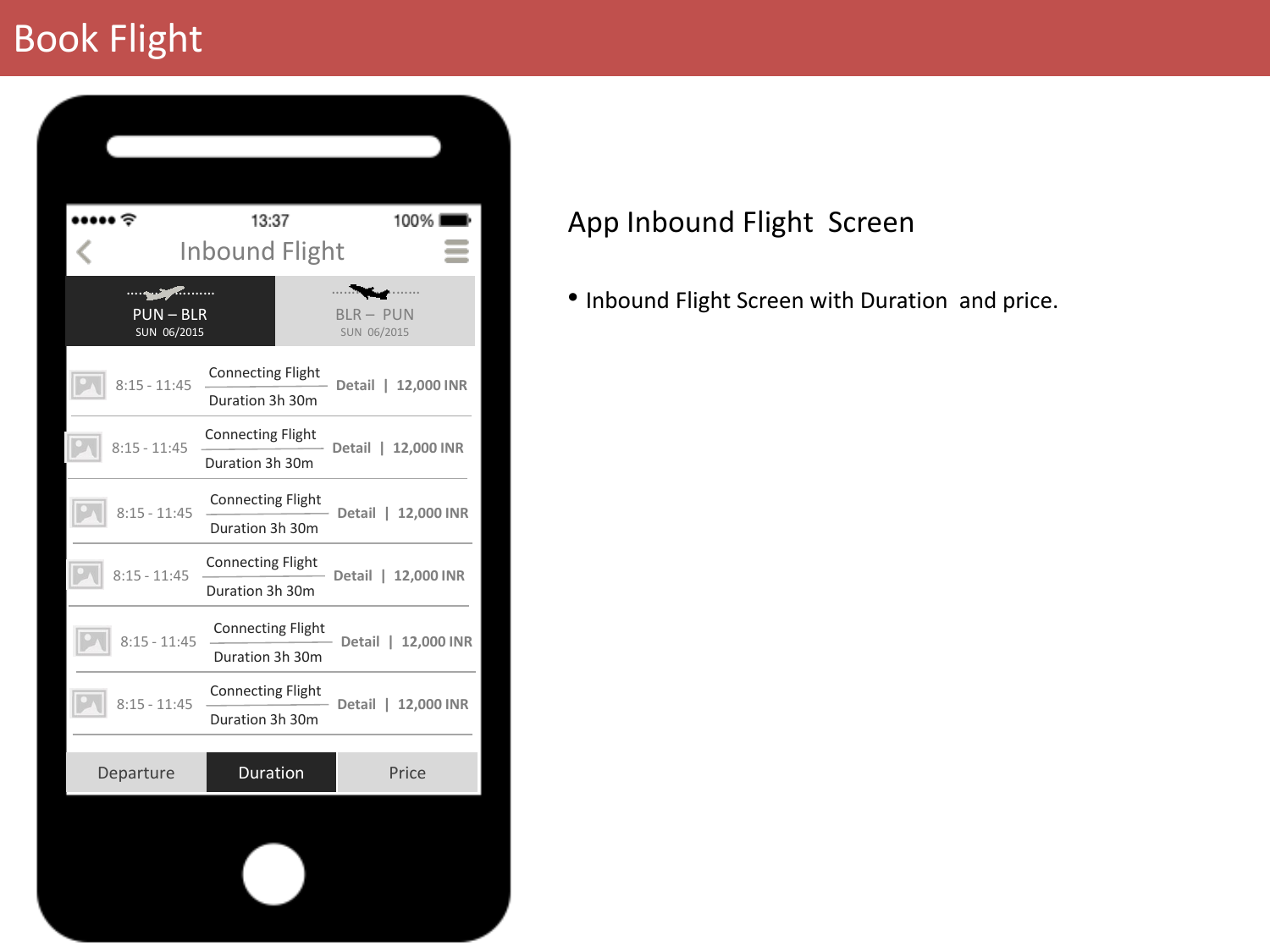# Book Flight

Inbound Flight

PUN – BLR
SUN 06/2015

BLR – PUN
SUN 06/2015

| | | |
|---|---|---|
| 8:15 - 11:45 | Connecting Flight / Duration 3h 30m | Detail \| 12,000 INR |
| 8:15 - 11:45 | Connecting Flight / Duration 3h 30m | Detail \| 12,000 INR |
| 8:15 - 11:45 | Connecting Flight / Duration 3h 30m | Detail \| 12,000 INR |
| 8:15 - 11:45 | Connecting Flight / Duration 3h 30m | Detail \| 12,000 INR |
| 8:15 - 11:45 | Connecting Flight / Duration 3h 30m | Detail \| 12,000 INR |
| 8:15 - 11:45 | Connecting Flight / Duration 3h 30m | Detail \| 12,000 INR |

Departure | Duration | Price

## App Inbound Flight Screen

- Inbound Flight Screen with Duration and price.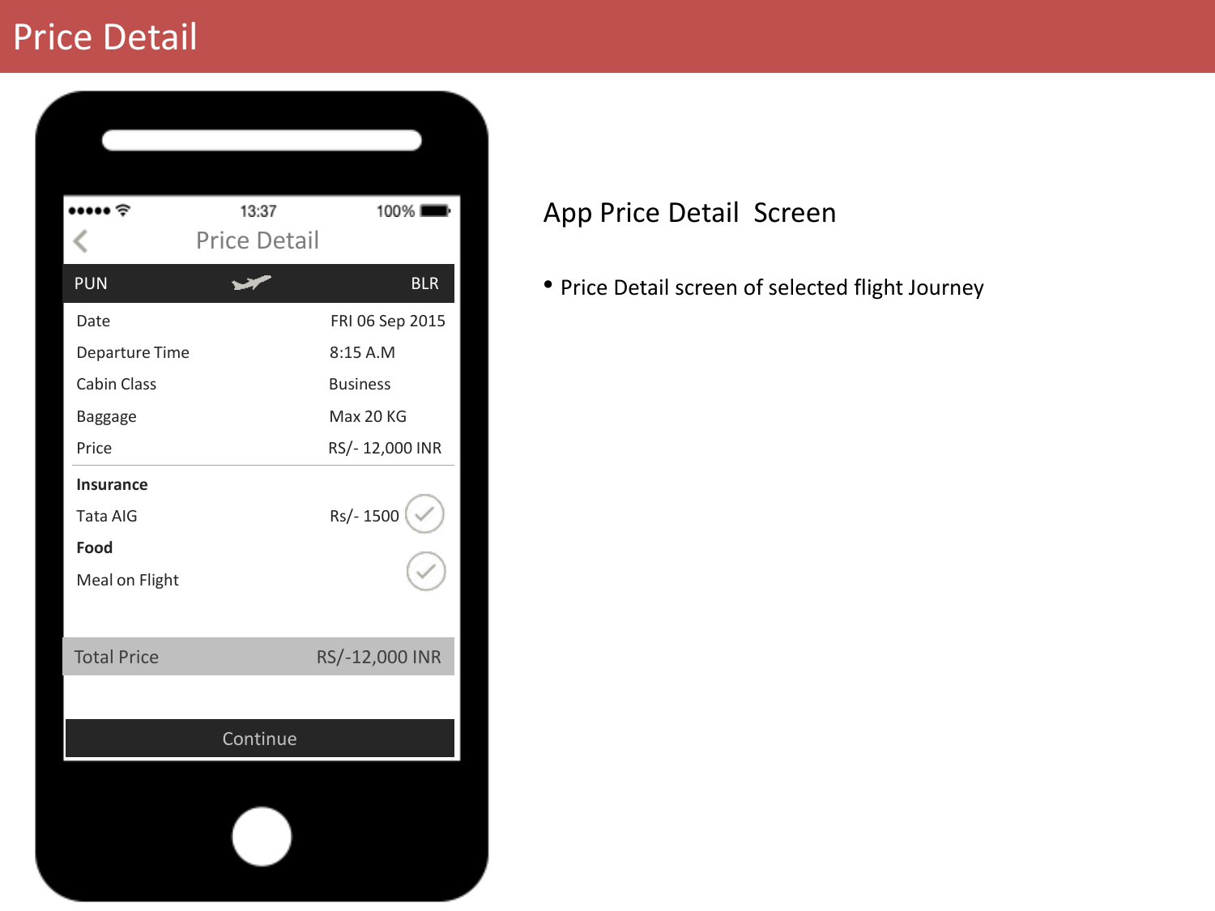# Price Detail

13:37 100%

Price Detail

| PUN | | BLR |
|---|---|---|
| Date | | FRI 06 Sep 2015 |
| Departure Time | | 8:15 A.M |
| Cabin Class | | Business |
| Baggage | | Max 20 KG |
| Price | | RS/- 12,000 INR |

**Insurance**

Tata AIG Rs/- 1500

**Food**

Meal on Flight

Total Price RS/-12,000 INR

Continue

## App Price Detail Screen

- Price Detail screen of selected flight Journey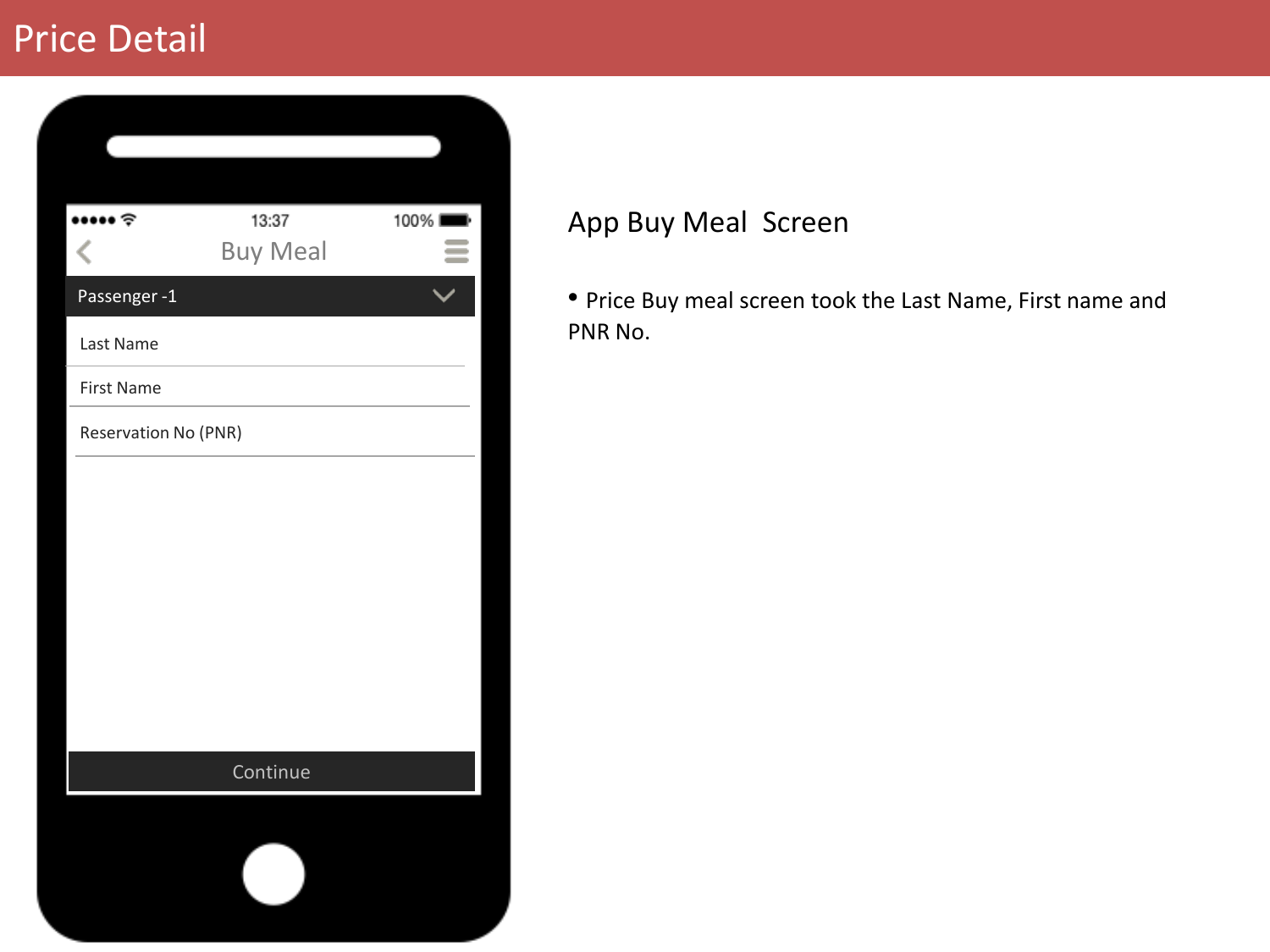# Price Detail

Buy Meal

Passenger -1

Last Name

First Name

Reservation No (PNR)

Continue

## App Buy Meal Screen

- Price Buy meal screen took the Last Name, First name and PNR No.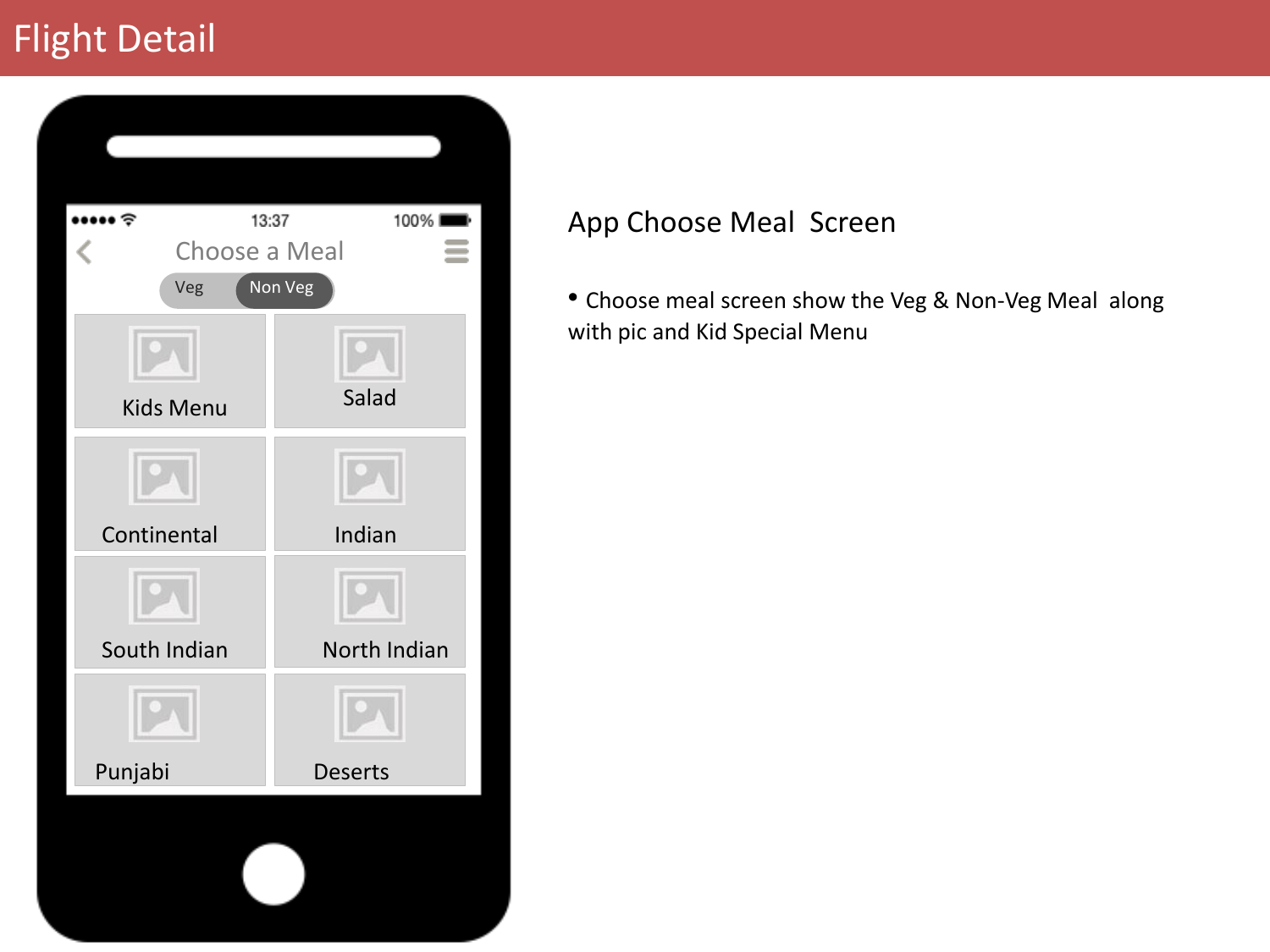# Flight Detail

13:37 100%

Choose a Meal

Veg | Non Veg

| | |
|---|---|
| Kids Menu | Salad |
| Continental | Indian |
| South Indian | North Indian |
| Punjabi | Deserts |

## App Choose Meal Screen

- Choose meal screen show the Veg & Non-Veg Meal along with pic and Kid Special Menu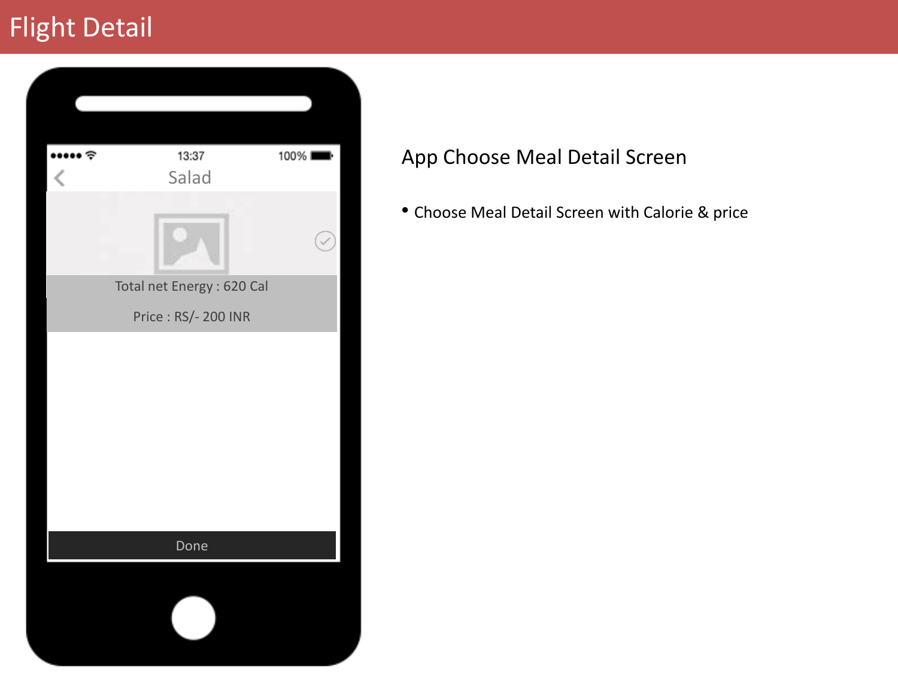# Flight Detail

13:37 100%

Salad

Total net Energy : 620 Cal

Price : RS/- 200 INR

Done

## App Choose Meal Detail Screen

- Choose Meal Detail Screen with Calorie & price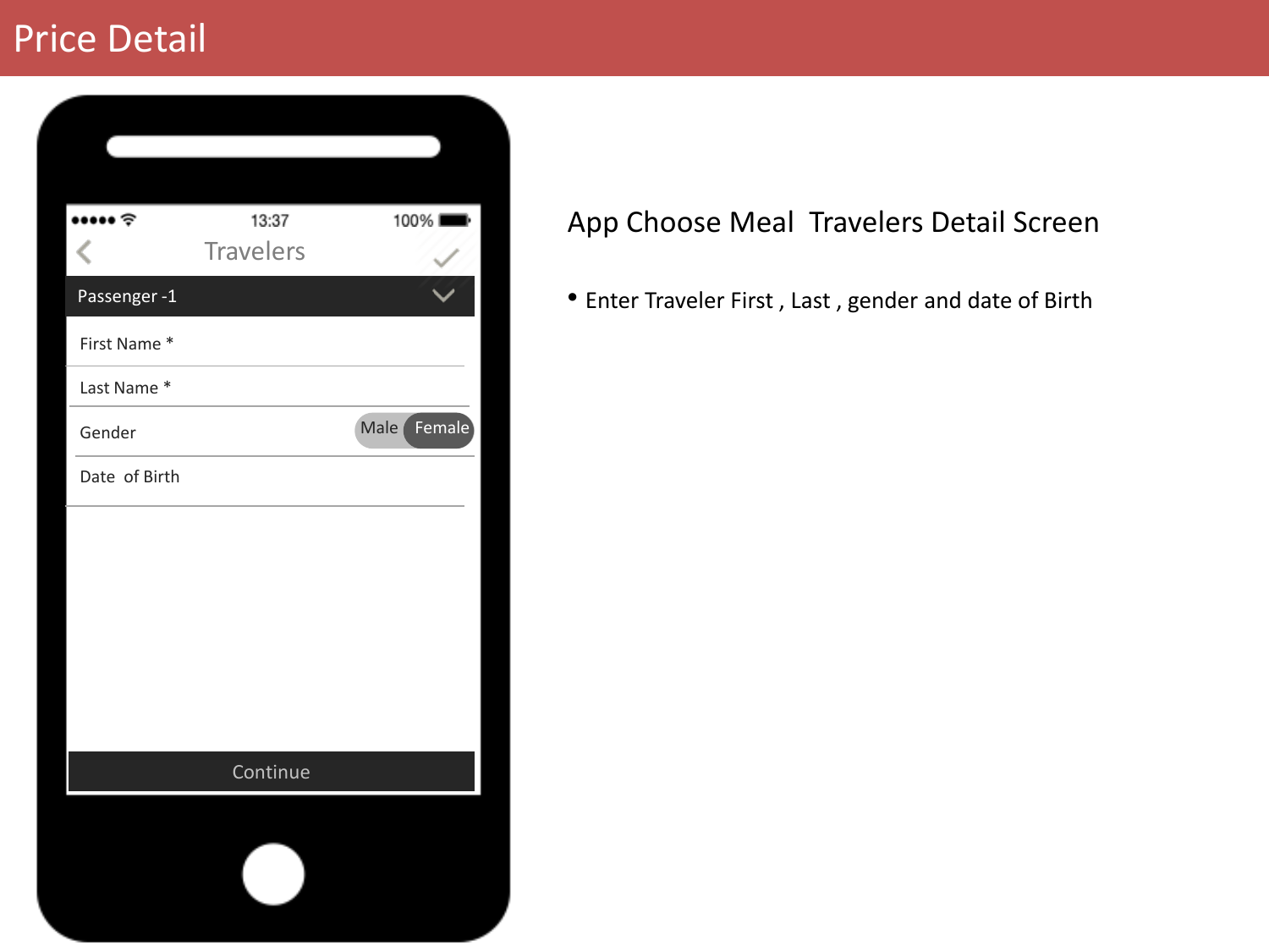# Price Detail

13:37 100%

Travelers

Passenger -1

First Name *

Last Name *

Gender Male Female

Date of Birth

Continue

## App Choose Meal Travelers Detail Screen

- Enter Traveler First , Last , gender and date of Birth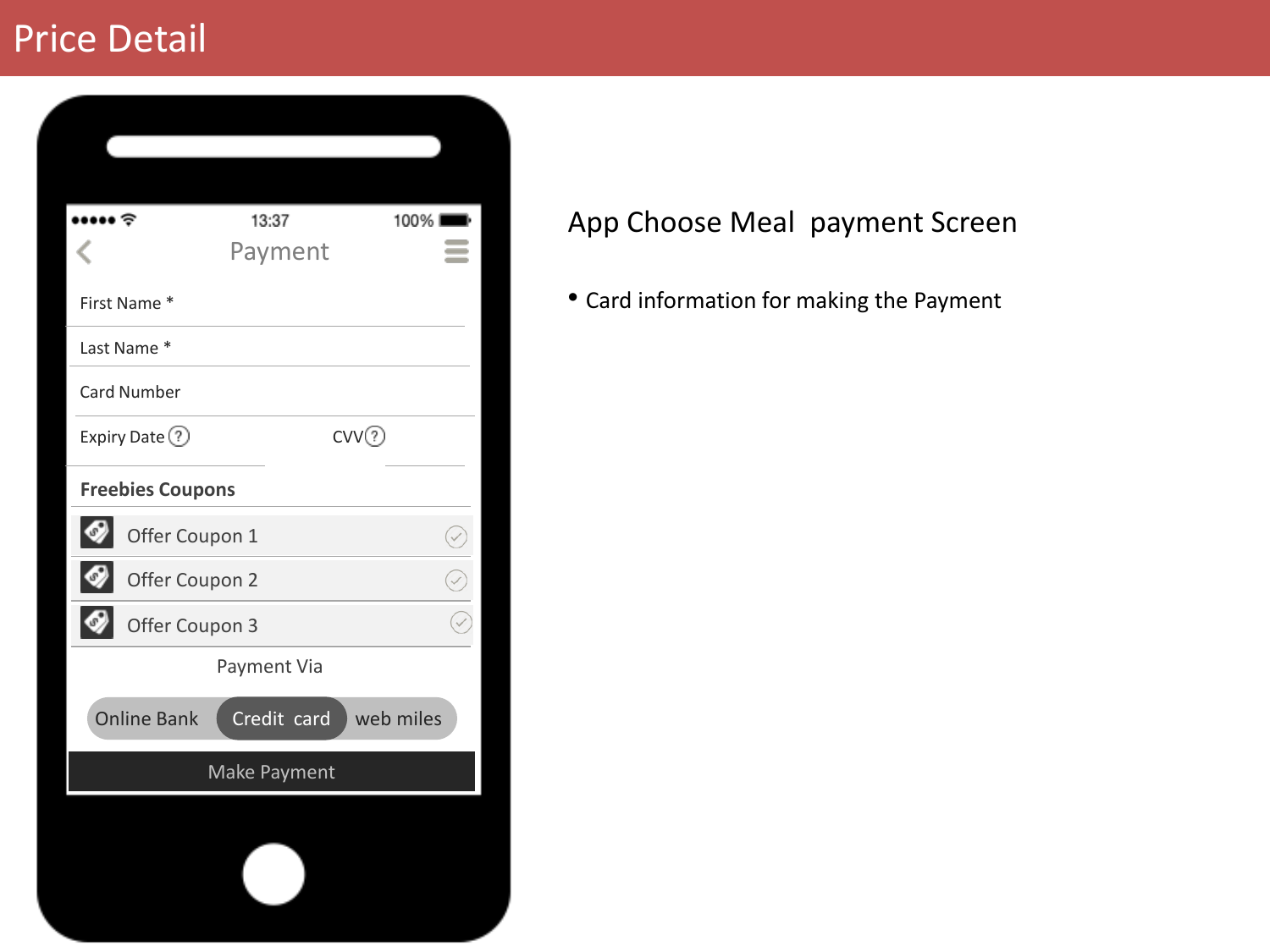# Price Detail

13:37 100%

Payment

First Name *

Last Name *

Card Number

Expiry Date ? CVV ?

**Freebies Coupons**

Offer Coupon 1

Offer Coupon 2

Offer Coupon 3

Payment Via

Online Bank | Credit card | web miles

Make Payment

## App Choose Meal payment Screen

- Card information for making the Payment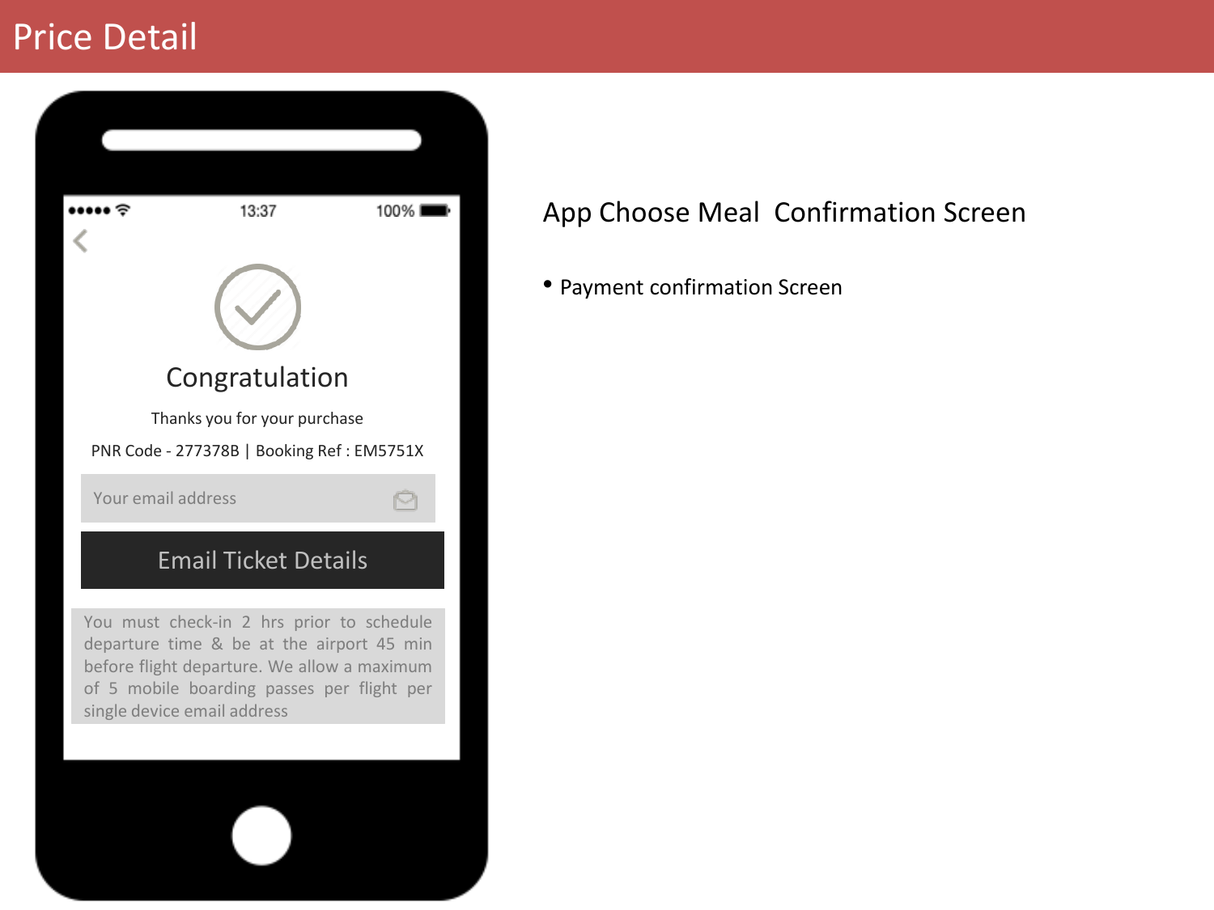# Price Detail

13:37 100%

Congratulation

Thanks you for your purchase

PNR Code - 277378B | Booking Ref : EM5751X

Your email address

Email Ticket Details

You must check-in 2 hrs prior to schedule departure time & be at the airport 45 min before flight departure. We allow a maximum of 5 mobile boarding passes per flight per single device email address

## App Choose Meal Confirmation Screen

- Payment confirmation Screen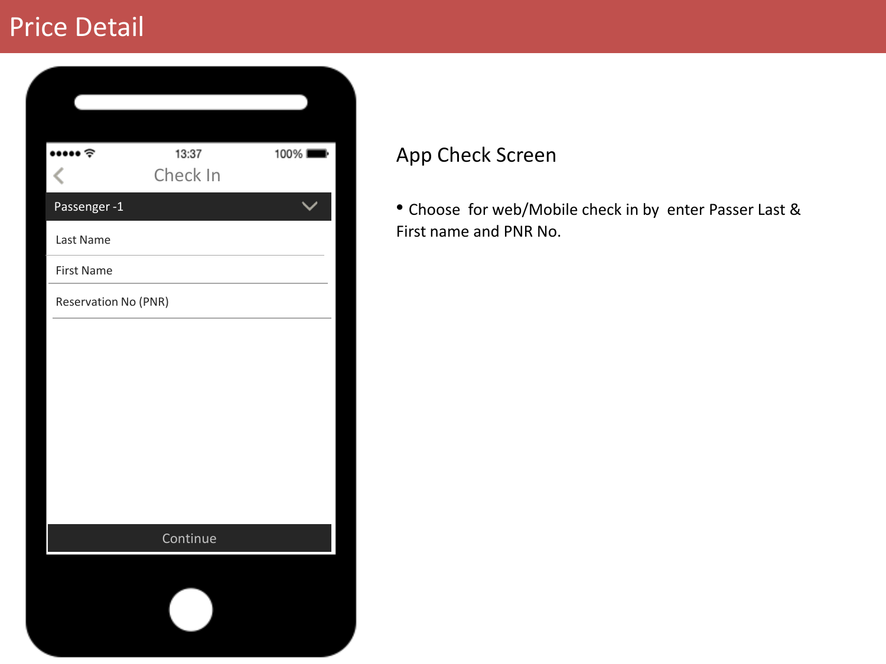# Price Detail

13:37 100%

Check In

Passenger -1

Last Name

First Name

Reservation No (PNR)

Continue

## App Check Screen

- Choose  for web/Mobile check in by  enter Passer Last & First name and PNR No.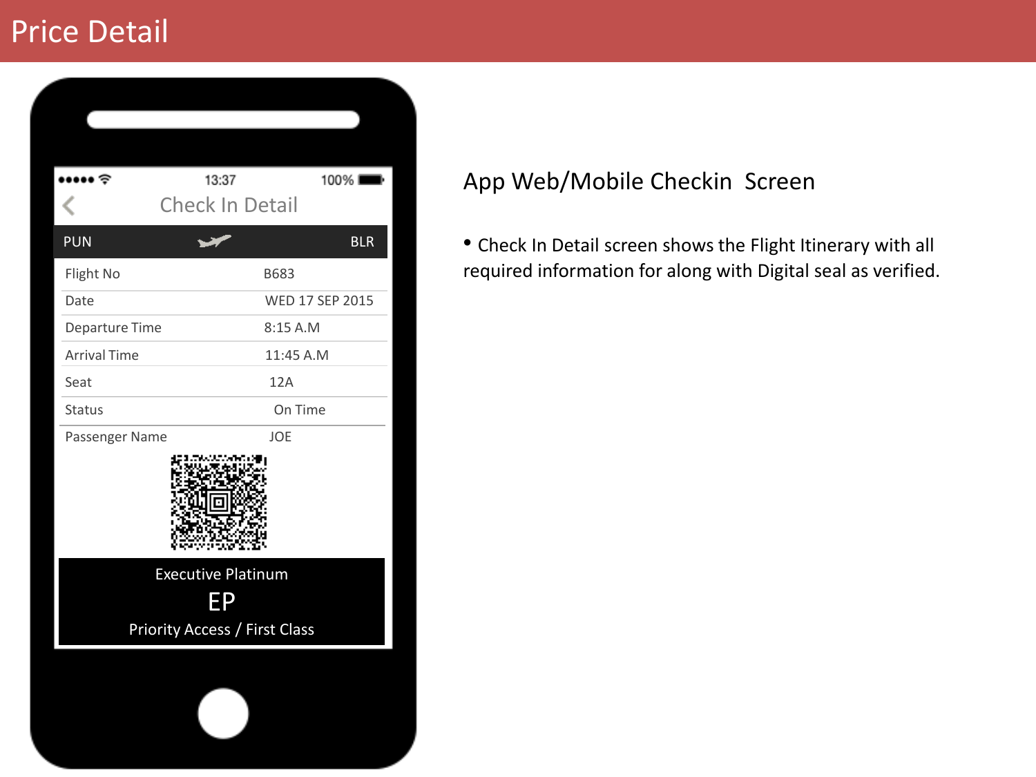# Price Detail

13:37 100%

Check In Detail

| PUN | | BLR |
|---|---|---|

| | |
|---|---|
| Flight No | B683 |
| Date | WED 17 SEP 2015 |
| Departure Time | 8:15 A.M |
| Arrival Time | 11:45 A.M |
| Seat | 12A |
| Status | On Time |
| Passenger Name | JOE |

Executive Platinum

EP

Priority Access / First Class

## App Web/Mobile Checkin Screen

- Check In Detail screen shows the Flight Itinerary with all required information for along with Digital seal as verified.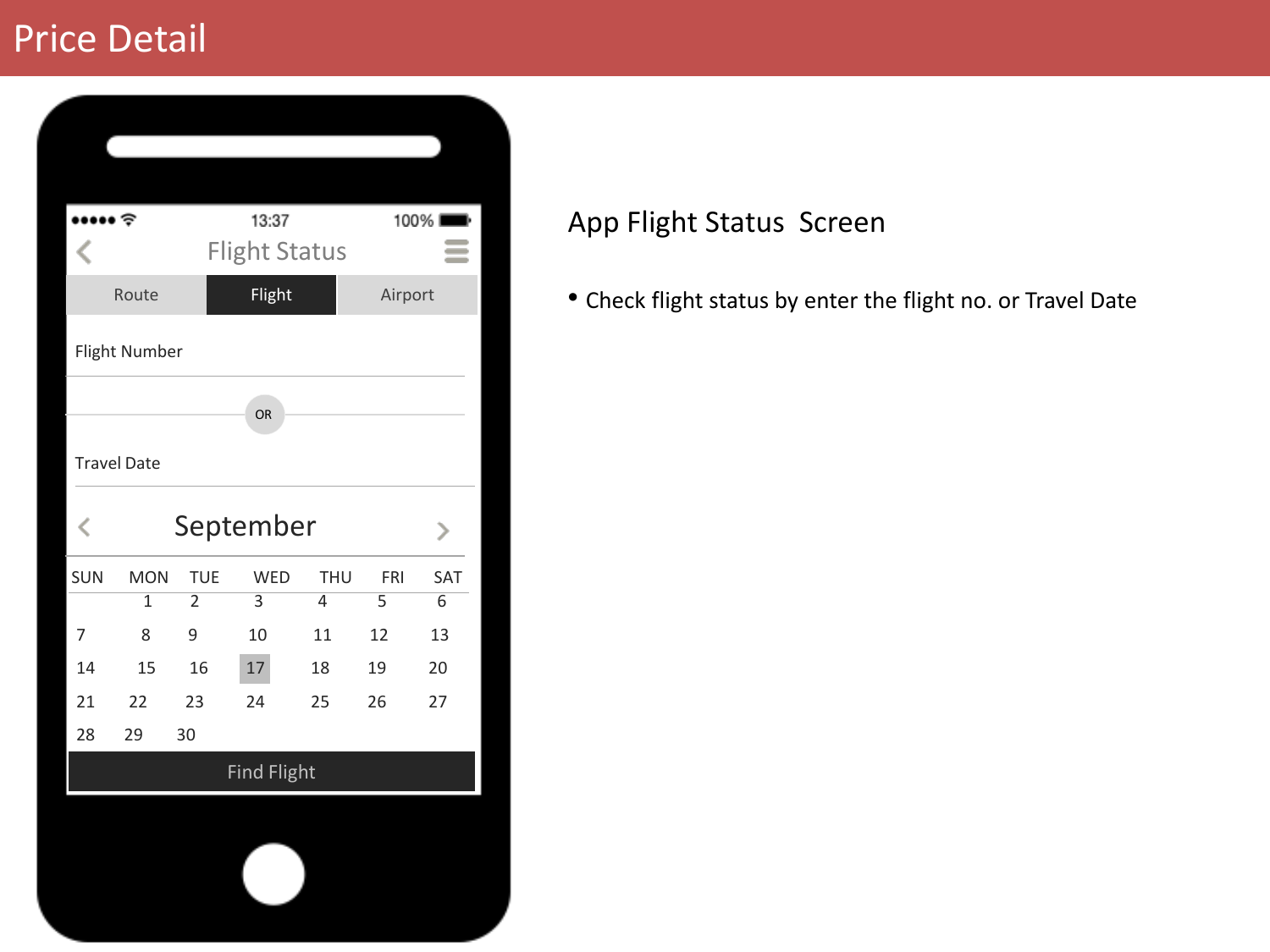# Price Detail

13:37 100%

Flight Status

| Route | Flight | Airport |
|---|---|---|

Flight Number

OR

Travel Date

September

| SUN | MON | TUE | WED | THU | FRI | SAT |
|---|---|---|---|---|---|---|
| | 1 | 2 | 3 | 4 | 5 | 6 |
| 7 | 8 | 9 | 10 | 11 | 12 | 13 |
| 14 | 15 | 16 | 17 | 18 | 19 | 20 |
| 21 | 22 | 23 | 24 | 25 | 26 | 27 |
| 28 | 29 | 30 | | | | |

Find Flight

## App Flight Status Screen

- Check flight status by enter the flight no. or Travel Date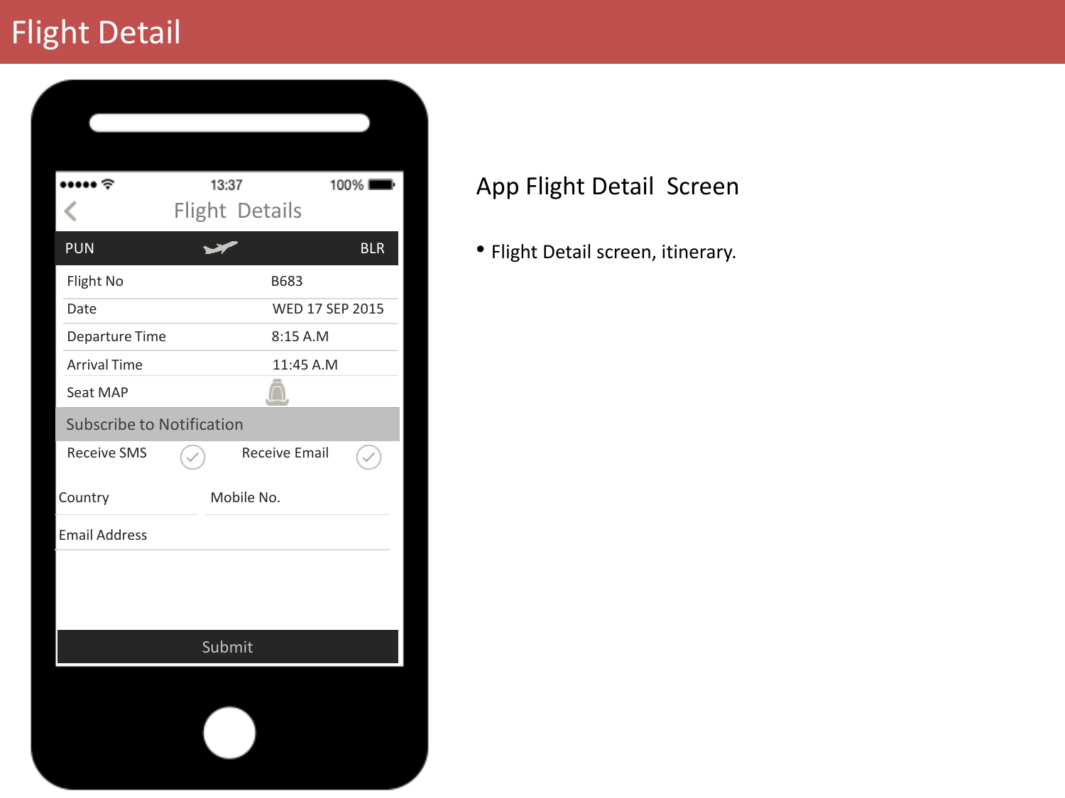# Flight Detail

13:37 100%

Flight Details

PUN BLR

| | |
|---|---|
| Flight No | B683 |
| Date | WED 17 SEP 2015 |
| Departure Time | 8:15 A.M |
| Arrival Time | 11:45 A.M |
| Seat MAP | |

Subscribe to Notification

Receive SMS Receive Email

Country Mobile No.

Email Address

Submit

## App Flight Detail Screen

- Flight Detail screen, itinerary.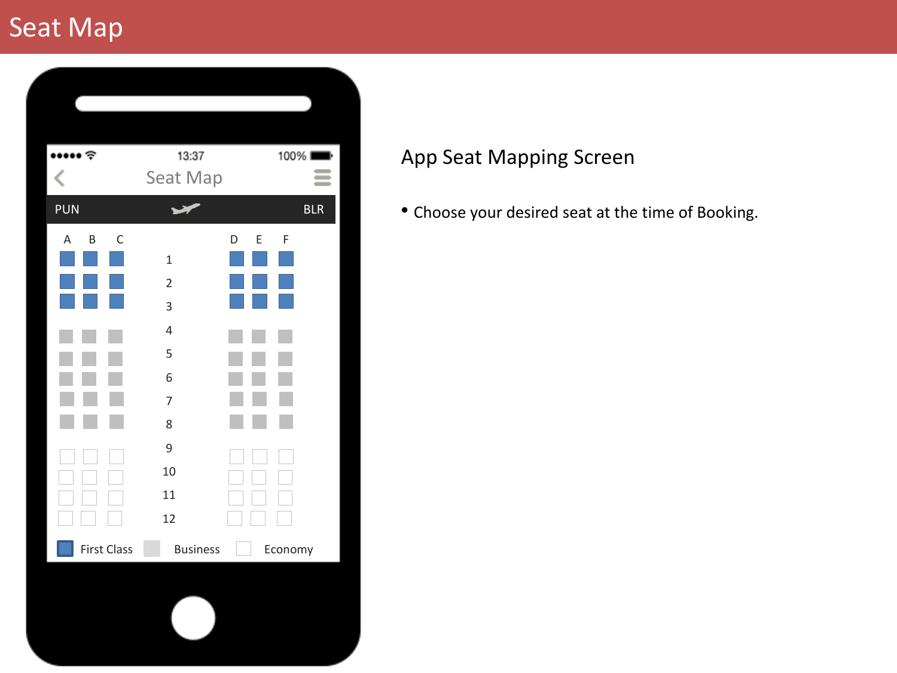# Seat Map

## App Seat Mapping Screen

- Choose your desired seat at the time of Booking.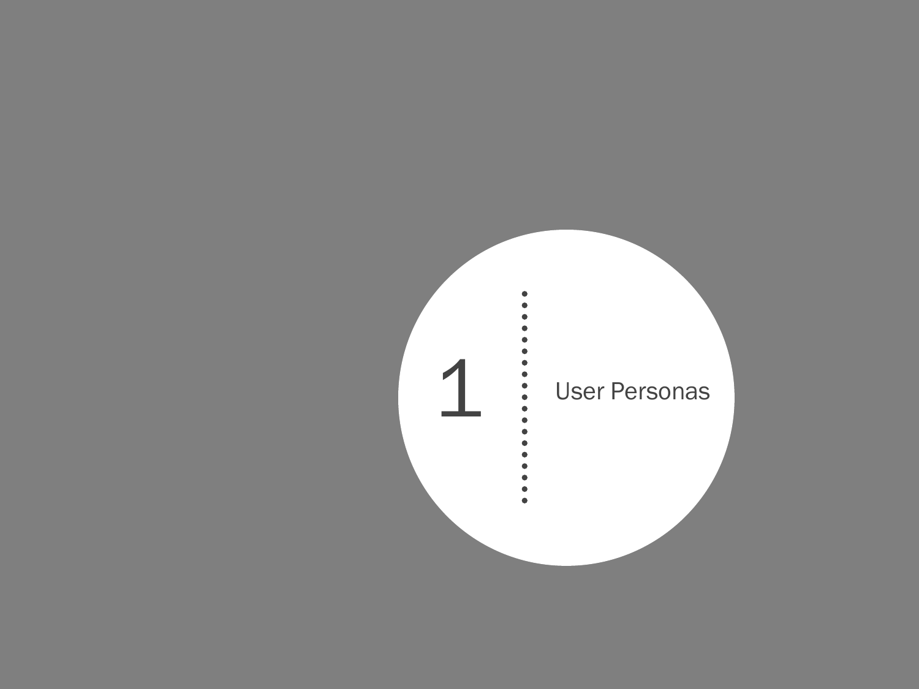# 1 User Personas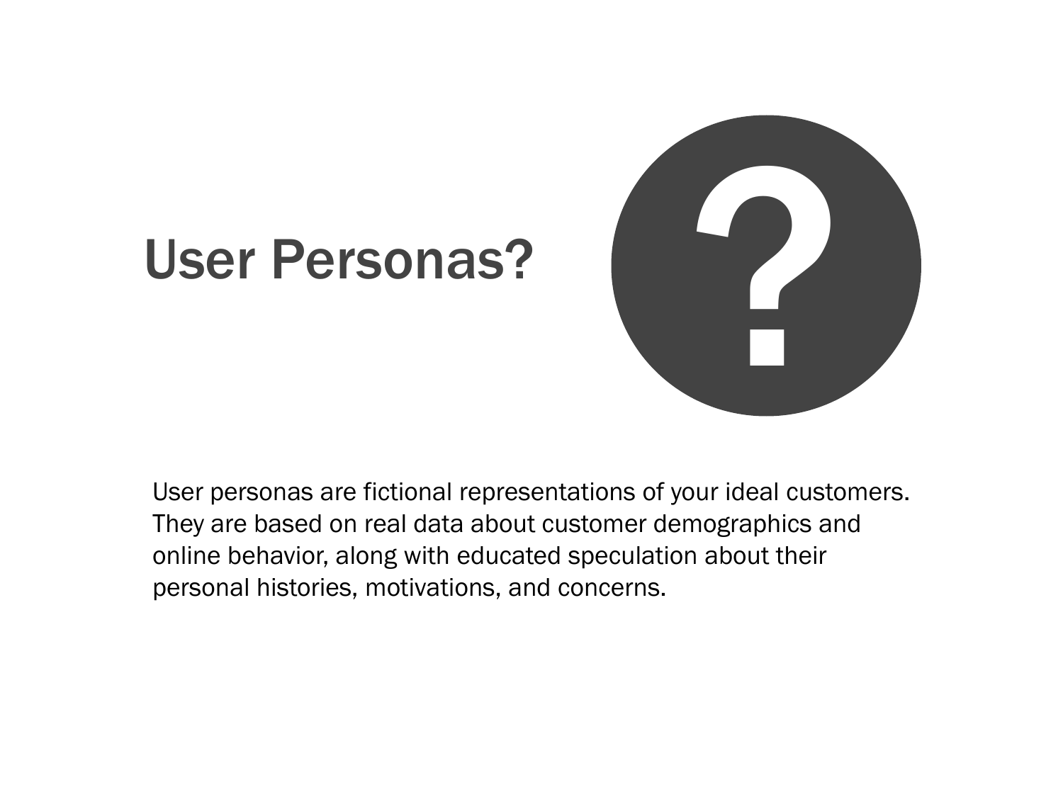# User Personas?

User personas are fictional representations of your ideal customers. They are based on real data about customer demographics and online behavior, along with educated speculation about their personal histories, motivations, and concerns.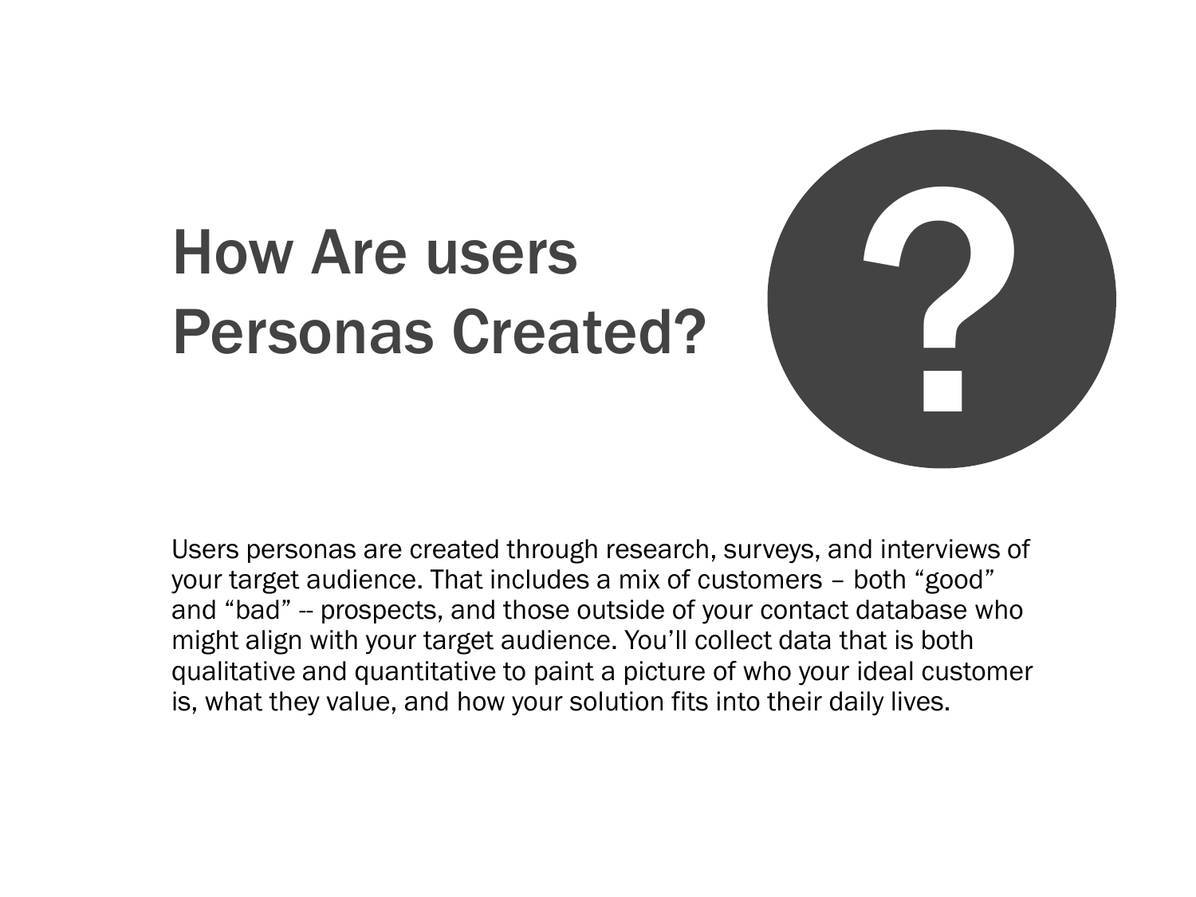# How Are users Personas Created?

Users personas are created through research, surveys, and interviews of your target audience. That includes a mix of customers – both "good" and "bad" -- prospects, and those outside of your contact database who might align with your target audience. You'll collect data that is both qualitative and quantitative to paint a picture of who your ideal customer is, what they value, and how your solution fits into their daily lives.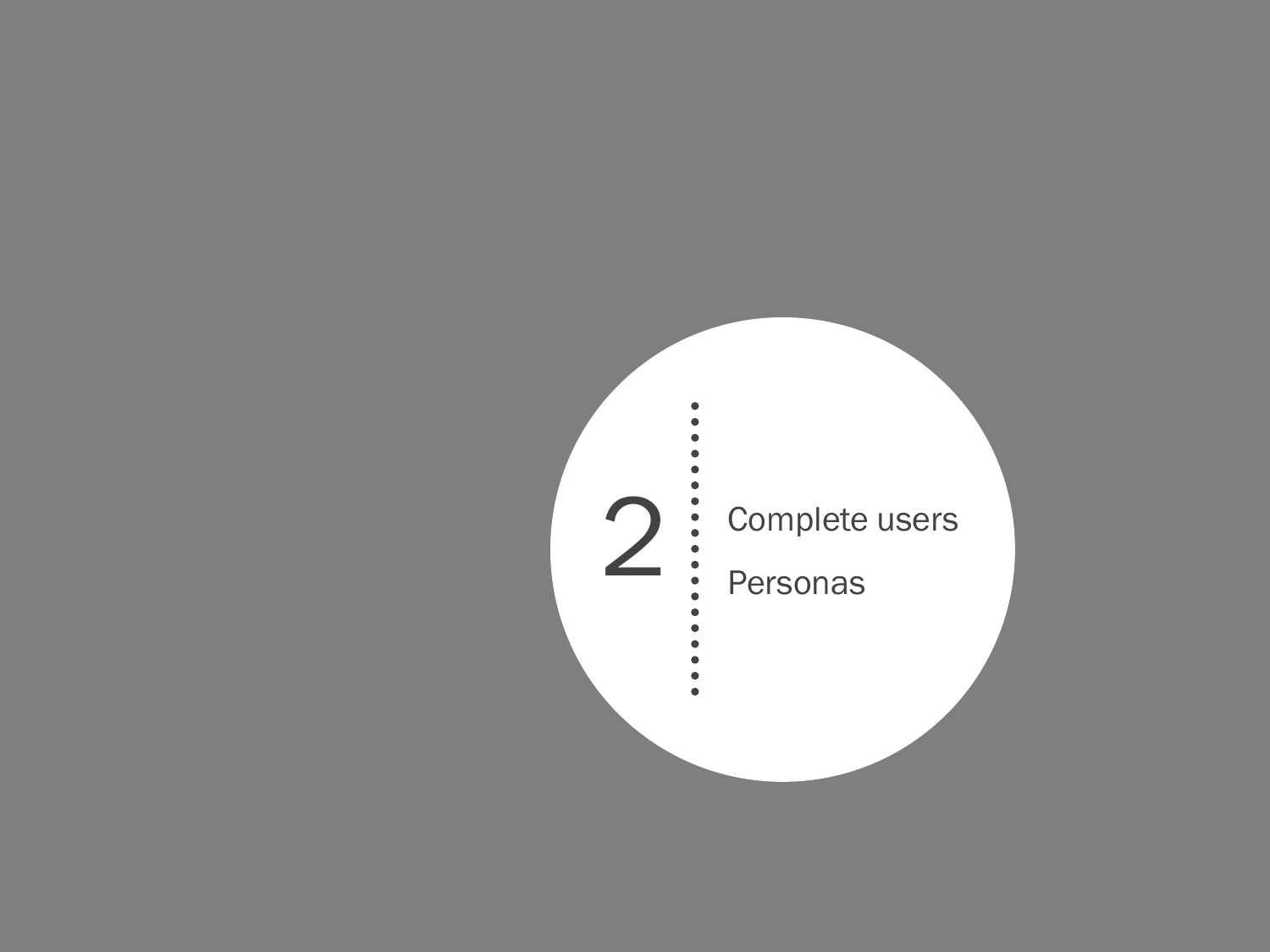# 2

Complete users

Personas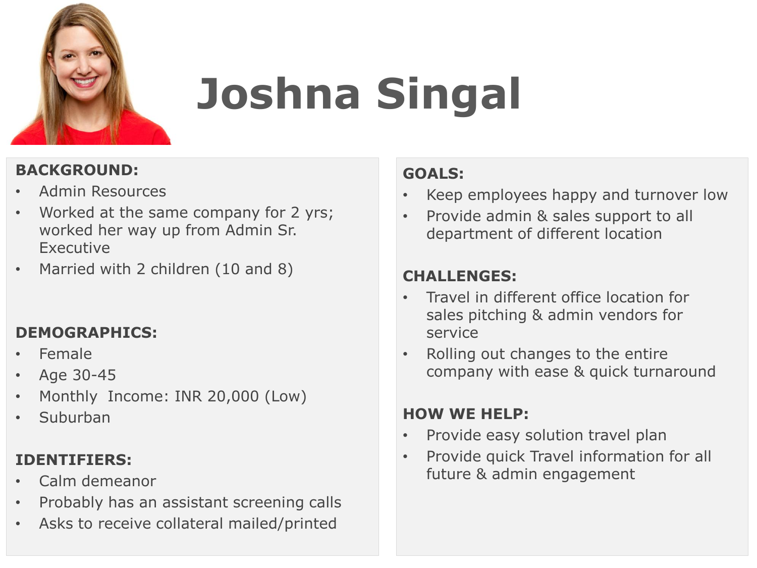# Joshna Singal

## BACKGROUND:

- Admin Resources
- Worked at the same company for 2 yrs; worked her way up from Admin Sr. Executive
- Married with 2 children (10 and 8)

## DEMOGRAPHICS:

- Female
- Age 30-45
- Monthly Income: INR 20,000 (Low)
- Suburban

## IDENTIFIERS:

- Calm demeanor
- Probably has an assistant screening calls
- Asks to receive collateral mailed/printed

## GOALS:

- Keep employees happy and turnover low
- Provide admin & sales support to all department of different location

## CHALLENGES:

- Travel in different office location for sales pitching & admin vendors for service
- Rolling out changes to the entire company with ease & quick turnaround

## HOW WE HELP:

- Provide easy solution travel plan
- Provide quick Travel information for all future & admin engagement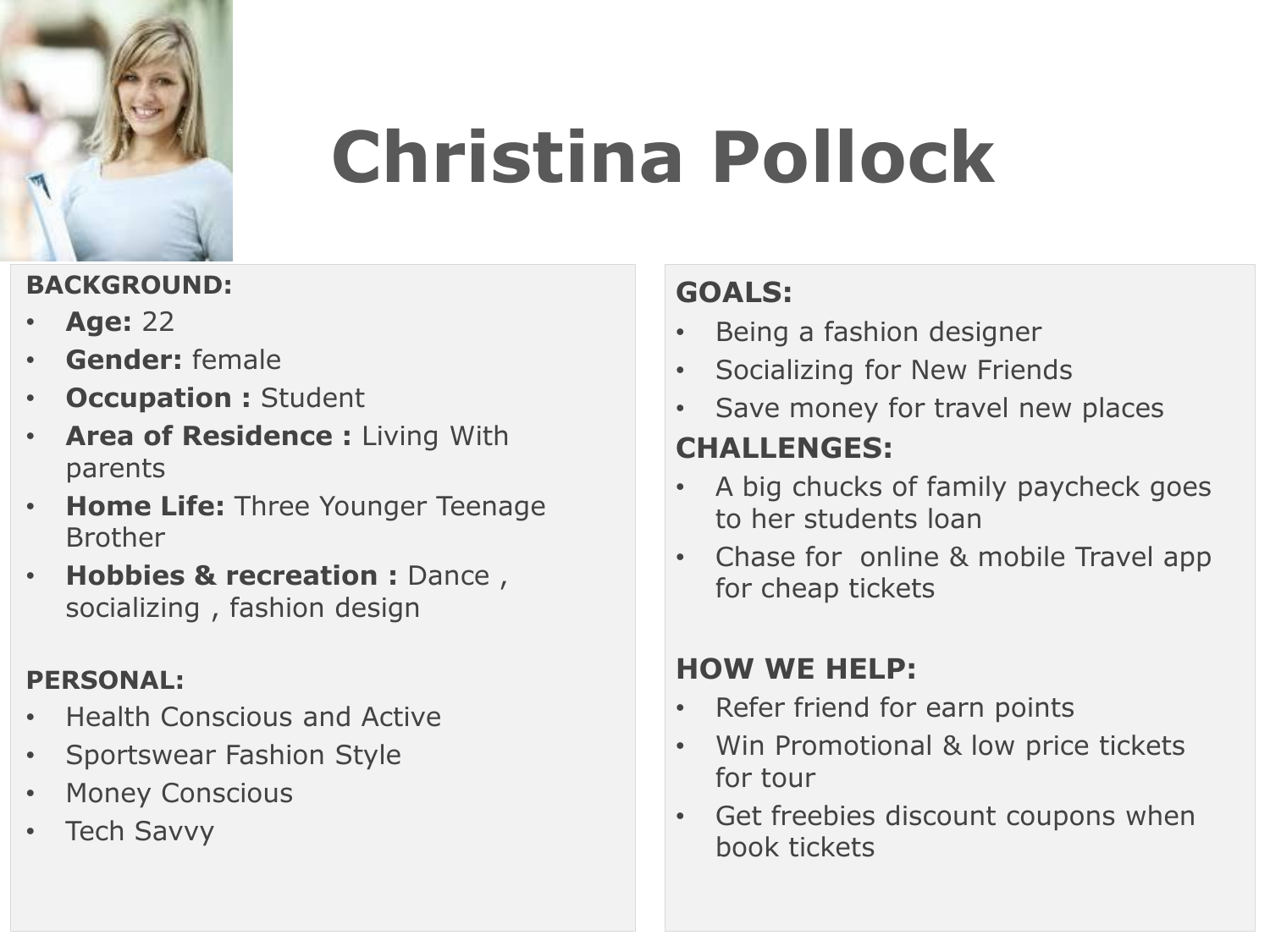# Christina Pollock

**BACKGROUND:**

- **Age:** 22
- **Gender:** female
- **Occupation :** Student
- **Area of Residence :** Living With parents
- **Home Life:** Three Younger Teenage Brother
- **Hobbies & recreation :** Dance , socializing , fashion design

**PERSONAL:**

- Health Conscious and Active
- Sportswear Fashion Style
- Money Conscious
- Tech Savvy

**GOALS:**

- Being a fashion designer
- Socializing for New Friends
- Save money for travel new places

**CHALLENGES:**

- A big chucks of family paycheck goes to her students loan
- Chase for  online & mobile Travel app for cheap tickets

**HOW WE HELP:**

- Refer friend for earn points
- Win Promotional & low price tickets for tour
- Get freebies discount coupons when book tickets